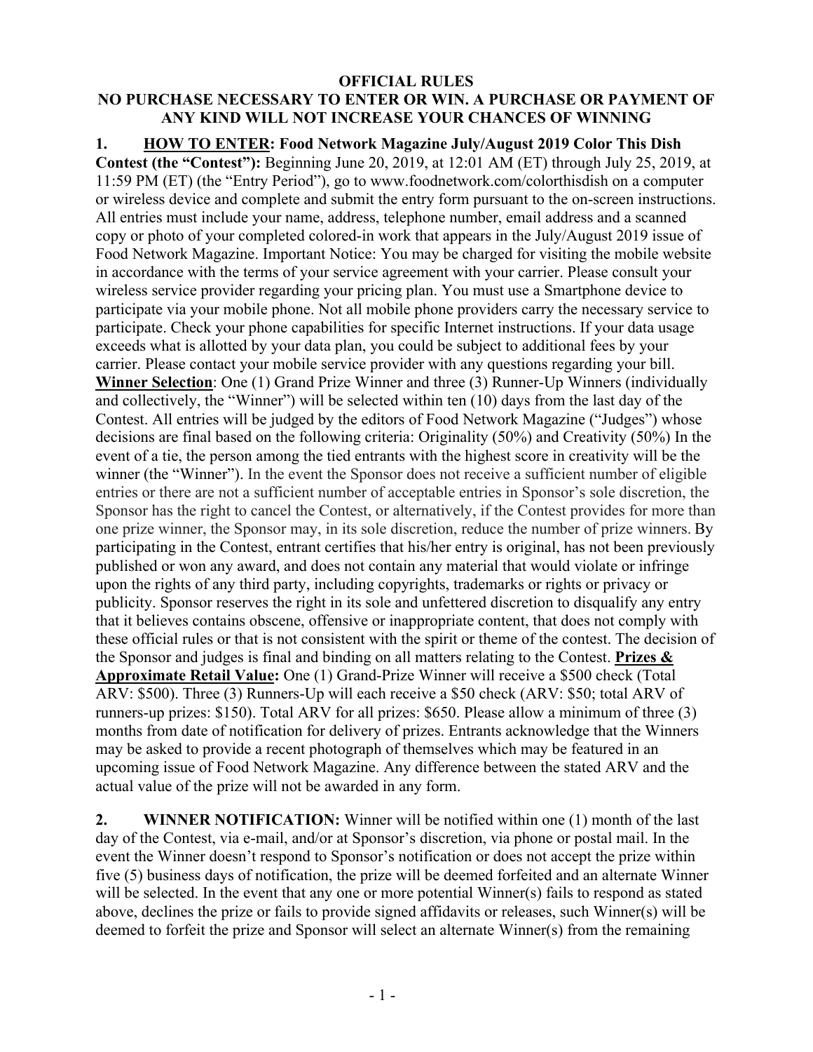**OFFICIAL RULES**

**NO PURCHASE NECESSARY TO ENTER OR WIN. A PURCHASE OR PAYMENT OF ANY KIND WILL NOT INCREASE YOUR CHANCES OF WINNING**

**1. <u>HOW TO ENTER</u>: Food Network Magazine July/August 2019 Color This Dish Contest (the "Contest"):** Beginning June 20, 2019, at 12:01 AM (ET) through July 25, 2019, at 11:59 PM (ET) (the "Entry Period"), go to www.foodnetwork.com/colorthisdish on a computer or wireless device and complete and submit the entry form pursuant to the on-screen instructions. All entries must include your name, address, telephone number, email address and a scanned copy or photo of your completed colored-in work that appears in the July/August 2019 issue of Food Network Magazine. Important Notice: You may be charged for visiting the mobile website in accordance with the terms of your service agreement with your carrier. Please consult your wireless service provider regarding your pricing plan. You must use a Smartphone device to participate via your mobile phone. Not all mobile phone providers carry the necessary service to participate. Check your phone capabilities for specific Internet instructions. If your data usage exceeds what is allotted by your data plan, you could be subject to additional fees by your carrier. Please contact your mobile service provider with any questions regarding your bill. **<u>Winner Selection</u>**: One (1) Grand Prize Winner and three (3) Runner-Up Winners (individually and collectively, the "Winner") will be selected within ten (10) days from the last day of the Contest. All entries will be judged by the editors of Food Network Magazine ("Judges") whose decisions are final based on the following criteria: Originality (50%) and Creativity (50%) In the event of a tie, the person among the tied entrants with the highest score in creativity will be the winner (the "Winner"). In the event the Sponsor does not receive a sufficient number of eligible entries or there are not a sufficient number of acceptable entries in Sponsor's sole discretion, the Sponsor has the right to cancel the Contest, or alternatively, if the Contest provides for more than one prize winner, the Sponsor may, in its sole discretion, reduce the number of prize winners. By participating in the Contest, entrant certifies that his/her entry is original, has not been previously published or won any award, and does not contain any material that would violate or infringe upon the rights of any third party, including copyrights, trademarks or rights or privacy or publicity. Sponsor reserves the right in its sole and unfettered discretion to disqualify any entry that it believes contains obscene, offensive or inappropriate content, that does not comply with these official rules or that is not consistent with the spirit or theme of the contest. The decision of the Sponsor and judges is final and binding on all matters relating to the Contest. **<u>Prizes & Approximate Retail Value</u>:** One (1) Grand-Prize Winner will receive a $500 check (Total ARV: $500). Three (3) Runners-Up will each receive a $50 check (ARV: $50; total ARV of runners-up prizes: $150). Total ARV for all prizes: $650. Please allow a minimum of three (3) months from date of notification for delivery of prizes. Entrants acknowledge that the Winners may be asked to provide a recent photograph of themselves which may be featured in an upcoming issue of Food Network Magazine. Any difference between the stated ARV and the actual value of the prize will not be awarded in any form.

**2. WINNER NOTIFICATION:** Winner will be notified within one (1) month of the last day of the Contest, via e-mail, and/or at Sponsor's discretion, via phone or postal mail. In the event the Winner doesn't respond to Sponsor's notification or does not accept the prize within five (5) business days of notification, the prize will be deemed forfeited and an alternate Winner will be selected. In the event that any one or more potential Winner(s) fails to respond as stated above, declines the prize or fails to provide signed affidavits or releases, such Winner(s) will be deemed to forfeit the prize and Sponsor will select an alternate Winner(s) from the remaining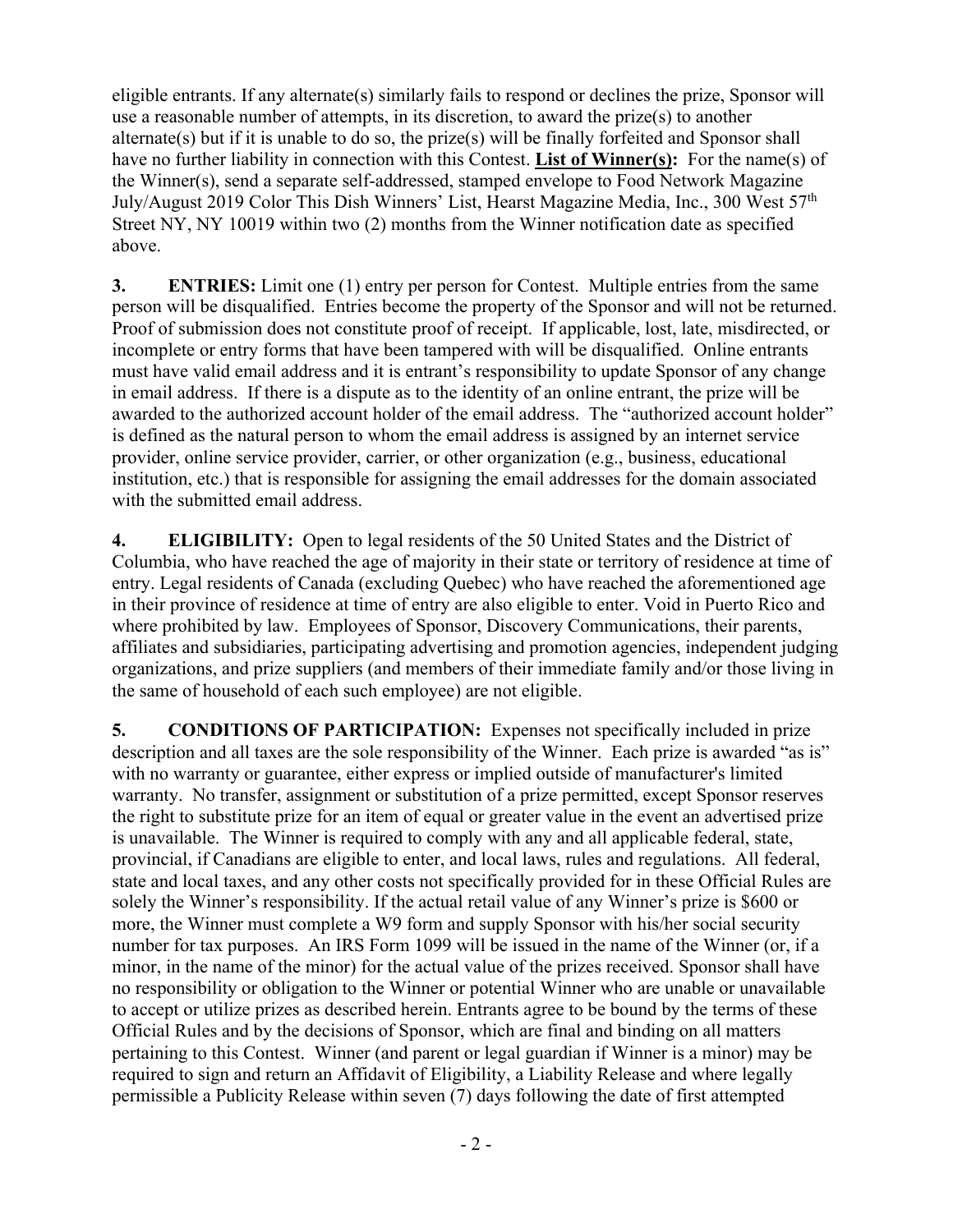eligible entrants. If any alternate(s) similarly fails to respond or declines the prize, Sponsor will use a reasonable number of attempts, in its discretion, to award the prize(s) to another alternate(s) but if it is unable to do so, the prize(s) will be finally forfeited and Sponsor shall have no further liability in connection with this Contest. **List of Winner(s):** For the name(s) of the Winner(s), send a separate self-addressed, stamped envelope to Food Network Magazine July/August 2019 Color This Dish Winners' List, Hearst Magazine Media, Inc., 300 West 57th Street NY, NY 10019 within two (2) months from the Winner notification date as specified above.

**3. ENTRIES:** Limit one (1) entry per person for Contest. Multiple entries from the same person will be disqualified. Entries become the property of the Sponsor and will not be returned. Proof of submission does not constitute proof of receipt. If applicable, lost, late, misdirected, or incomplete or entry forms that have been tampered with will be disqualified. Online entrants must have valid email address and it is entrant's responsibility to update Sponsor of any change in email address. If there is a dispute as to the identity of an online entrant, the prize will be awarded to the authorized account holder of the email address. The "authorized account holder" is defined as the natural person to whom the email address is assigned by an internet service provider, online service provider, carrier, or other organization (e.g., business, educational institution, etc.) that is responsible for assigning the email addresses for the domain associated with the submitted email address.

**4. ELIGIBILITY:** Open to legal residents of the 50 United States and the District of Columbia, who have reached the age of majority in their state or territory of residence at time of entry. Legal residents of Canada (excluding Quebec) who have reached the aforementioned age in their province of residence at time of entry are also eligible to enter. Void in Puerto Rico and where prohibited by law. Employees of Sponsor, Discovery Communications, their parents, affiliates and subsidiaries, participating advertising and promotion agencies, independent judging organizations, and prize suppliers (and members of their immediate family and/or those living in the same of household of each such employee) are not eligible.

**5. CONDITIONS OF PARTICIPATION:** Expenses not specifically included in prize description and all taxes are the sole responsibility of the Winner. Each prize is awarded "as is" with no warranty or guarantee, either express or implied outside of manufacturer's limited warranty. No transfer, assignment or substitution of a prize permitted, except Sponsor reserves the right to substitute prize for an item of equal or greater value in the event an advertised prize is unavailable. The Winner is required to comply with any and all applicable federal, state, provincial, if Canadians are eligible to enter, and local laws, rules and regulations. All federal, state and local taxes, and any other costs not specifically provided for in these Official Rules are solely the Winner's responsibility. If the actual retail value of any Winner's prize is $600 or more, the Winner must complete a W9 form and supply Sponsor with his/her social security number for tax purposes. An IRS Form 1099 will be issued in the name of the Winner (or, if a minor, in the name of the minor) for the actual value of the prizes received. Sponsor shall have no responsibility or obligation to the Winner or potential Winner who are unable or unavailable to accept or utilize prizes as described herein. Entrants agree to be bound by the terms of these Official Rules and by the decisions of Sponsor, which are final and binding on all matters pertaining to this Contest. Winner (and parent or legal guardian if Winner is a minor) may be required to sign and return an Affidavit of Eligibility, a Liability Release and where legally permissible a Publicity Release within seven (7) days following the date of first attempted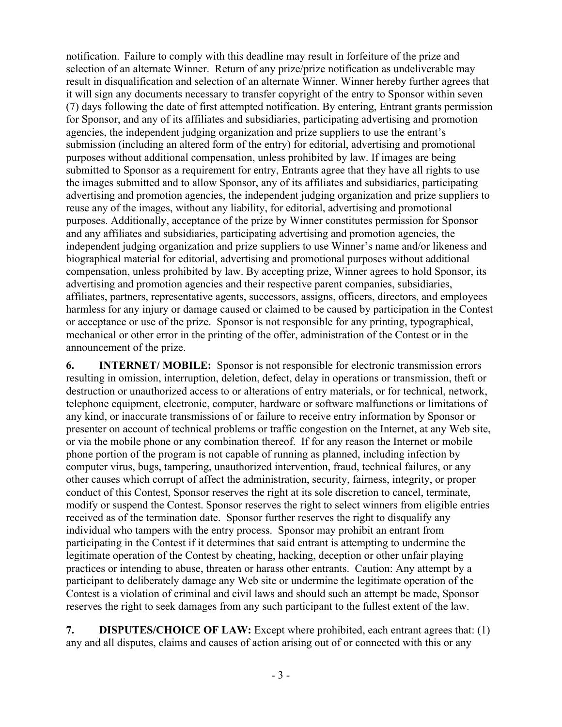notification. Failure to comply with this deadline may result in forfeiture of the prize and selection of an alternate Winner. Return of any prize/prize notification as undeliverable may result in disqualification and selection of an alternate Winner. Winner hereby further agrees that it will sign any documents necessary to transfer copyright of the entry to Sponsor within seven (7) days following the date of first attempted notification. By entering, Entrant grants permission for Sponsor, and any of its affiliates and subsidiaries, participating advertising and promotion agencies, the independent judging organization and prize suppliers to use the entrant's submission (including an altered form of the entry) for editorial, advertising and promotional purposes without additional compensation, unless prohibited by law. If images are being submitted to Sponsor as a requirement for entry, Entrants agree that they have all rights to use the images submitted and to allow Sponsor, any of its affiliates and subsidiaries, participating advertising and promotion agencies, the independent judging organization and prize suppliers to reuse any of the images, without any liability, for editorial, advertising and promotional purposes. Additionally, acceptance of the prize by Winner constitutes permission for Sponsor and any affiliates and subsidiaries, participating advertising and promotion agencies, the independent judging organization and prize suppliers to use Winner's name and/or likeness and biographical material for editorial, advertising and promotional purposes without additional compensation, unless prohibited by law. By accepting prize, Winner agrees to hold Sponsor, its advertising and promotion agencies and their respective parent companies, subsidiaries, affiliates, partners, representative agents, successors, assigns, officers, directors, and employees harmless for any injury or damage caused or claimed to be caused by participation in the Contest or acceptance or use of the prize. Sponsor is not responsible for any printing, typographical, mechanical or other error in the printing of the offer, administration of the Contest or in the announcement of the prize.

**6. INTERNET/ MOBILE:** Sponsor is not responsible for electronic transmission errors resulting in omission, interruption, deletion, defect, delay in operations or transmission, theft or destruction or unauthorized access to or alterations of entry materials, or for technical, network, telephone equipment, electronic, computer, hardware or software malfunctions or limitations of any kind, or inaccurate transmissions of or failure to receive entry information by Sponsor or presenter on account of technical problems or traffic congestion on the Internet, at any Web site, or via the mobile phone or any combination thereof. If for any reason the Internet or mobile phone portion of the program is not capable of running as planned, including infection by computer virus, bugs, tampering, unauthorized intervention, fraud, technical failures, or any other causes which corrupt of affect the administration, security, fairness, integrity, or proper conduct of this Contest, Sponsor reserves the right at its sole discretion to cancel, terminate, modify or suspend the Contest. Sponsor reserves the right to select winners from eligible entries received as of the termination date. Sponsor further reserves the right to disqualify any individual who tampers with the entry process. Sponsor may prohibit an entrant from participating in the Contest if it determines that said entrant is attempting to undermine the legitimate operation of the Contest by cheating, hacking, deception or other unfair playing practices or intending to abuse, threaten or harass other entrants. Caution: Any attempt by a participant to deliberately damage any Web site or undermine the legitimate operation of the Contest is a violation of criminal and civil laws and should such an attempt be made, Sponsor reserves the right to seek damages from any such participant to the fullest extent of the law.

**7. DISPUTES/CHOICE OF LAW:** Except where prohibited, each entrant agrees that: (1) any and all disputes, claims and causes of action arising out of or connected with this or any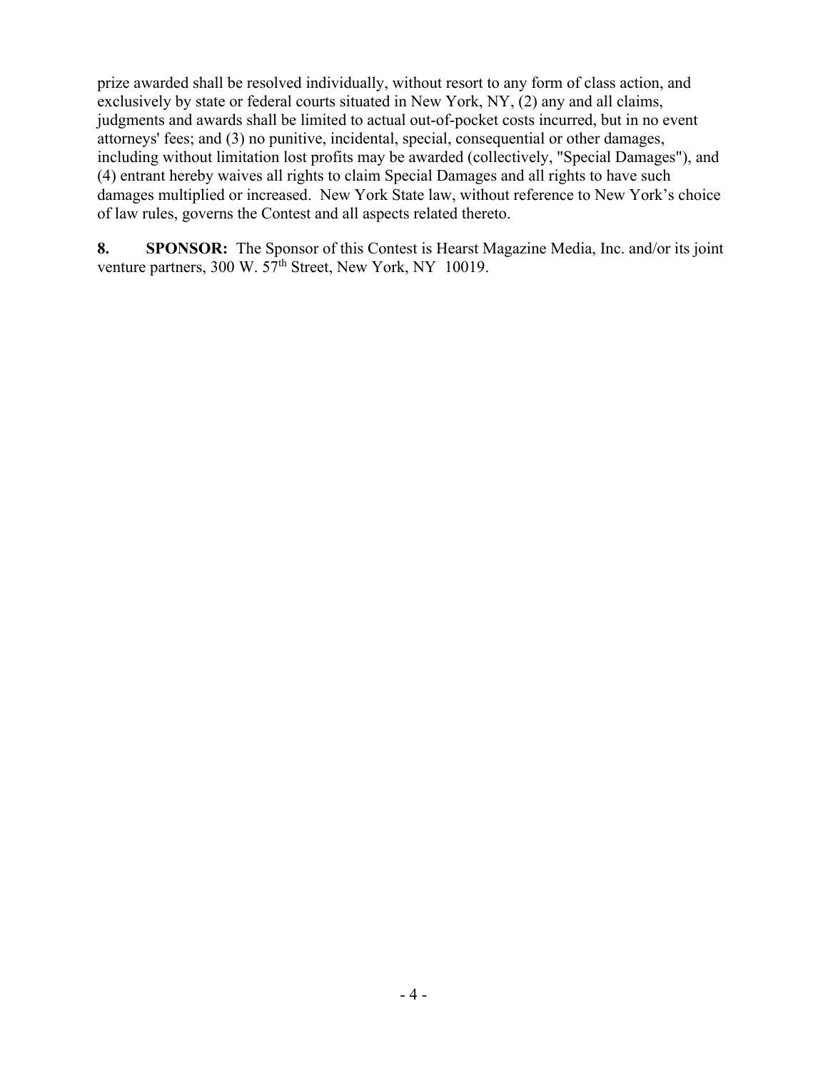prize awarded shall be resolved individually, without resort to any form of class action, and exclusively by state or federal courts situated in New York, NY, (2) any and all claims, judgments and awards shall be limited to actual out-of-pocket costs incurred, but in no event attorneys' fees; and (3) no punitive, incidental, special, consequential or other damages, including without limitation lost profits may be awarded (collectively, "Special Damages"), and (4) entrant hereby waives all rights to claim Special Damages and all rights to have such damages multiplied or increased. New York State law, without reference to New York's choice of law rules, governs the Contest and all aspects related thereto.

**8. SPONSOR:** The Sponsor of this Contest is Hearst Magazine Media, Inc. and/or its joint venture partners, 300 W. 57th Street, New York, NY 10019.